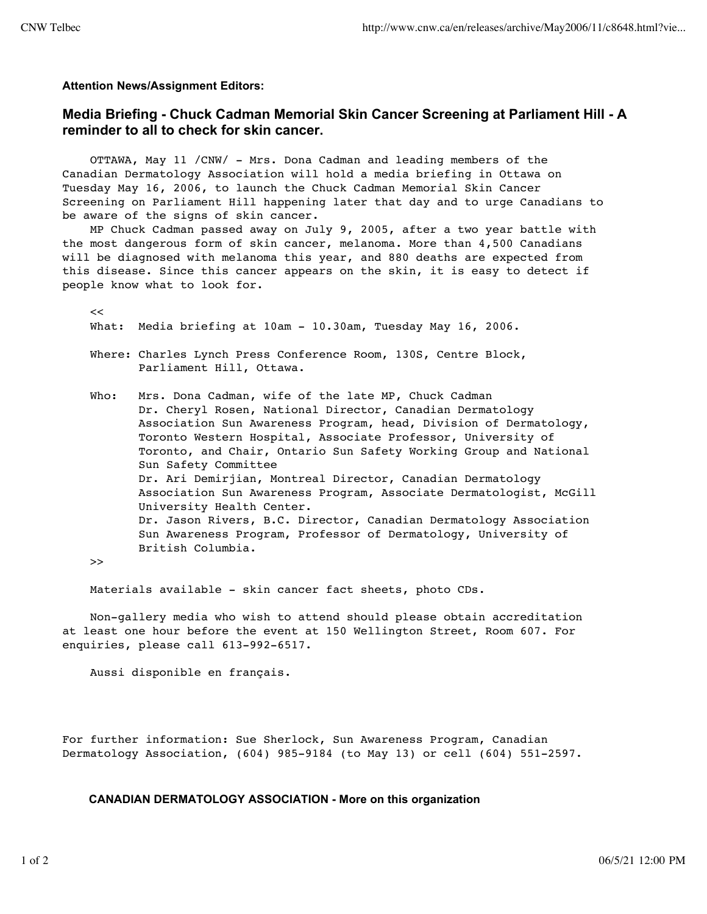**Attention News/Assignment Editors:**

## Media Briefing - Chuck Cadman Memorial Skin Cancer Screening at Parliament Hill - A reminder to all to check for skin cancer.

OTTAWA, May 11 /CNW/ - Mrs. Dona Cadman and leading members of the Canadian Dermatology Association will hold a media briefing in Ottawa on Tuesday May 16, 2006, to launch the Chuck Cadman Memorial Skin Cancer Screening on Parliament Hill happening later that day and to urge Canadians to be aware of the signs of skin cancer.

MP Chuck Cadman passed away on July 9, 2005, after a two year battle with the most dangerous form of skin cancer, melanoma. More than 4,500 Canadians will be diagnosed with melanoma this year, and 880 deaths are expected from this disease. Since this cancer appears on the skin, it is easy to detect if people know what to look for.

<<

What: Media briefing at 10am - 10.30am, Tuesday May 16, 2006.

Where: Charles Lynch Press Conference Room, 130S, Centre Block, Parliament Hill, Ottawa.

Who: Mrs. Dona Cadman, wife of the late MP, Chuck Cadman
Dr. Cheryl Rosen, National Director, Canadian Dermatology Association Sun Awareness Program, head, Division of Dermatology, Toronto Western Hospital, Associate Professor, University of Toronto, and Chair, Ontario Sun Safety Working Group and National Sun Safety Committee
Dr. Ari Demirjian, Montreal Director, Canadian Dermatology Association Sun Awareness Program, Associate Dermatologist, McGill University Health Center.
Dr. Jason Rivers, B.C. Director, Canadian Dermatology Association Sun Awareness Program, Professor of Dermatology, University of British Columbia.

>>

Materials available - skin cancer fact sheets, photo CDs.

Non-gallery media who wish to attend should please obtain accreditation at least one hour before the event at 150 Wellington Street, Room 607. For enquiries, please call 613-992-6517.

Aussi disponible en français.

For further information: Sue Sherlock, Sun Awareness Program, Canadian Dermatology Association, (604) 985-9184 (to May 13) or cell (604) 551-2597.

**CANADIAN DERMATOLOGY ASSOCIATION - More on this organization**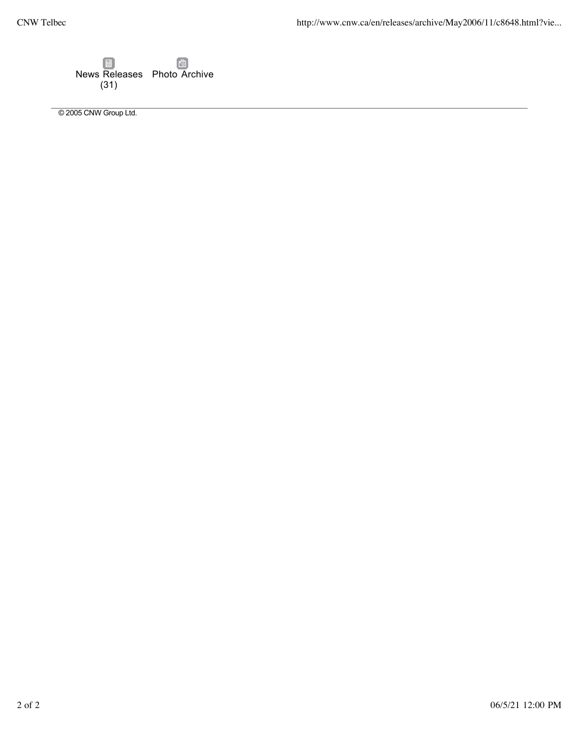News Releases (31)    Photo Archive

---

© 2005 CNW Group Ltd.